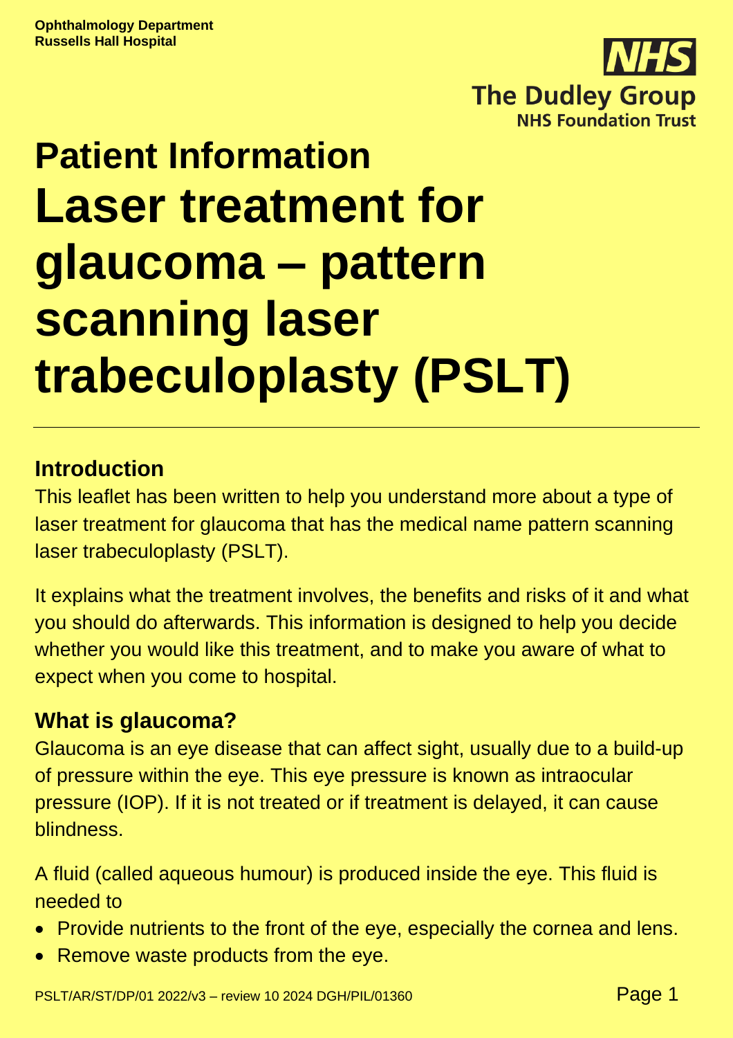Ophthalmology Department
Russells Hall Hospital

The Dudley Group
NHS Foundation Trust

# Patient Information

# Laser treatment for glaucoma – pattern scanning laser trabeculoplasty (PSLT)

## Introduction

This leaflet has been written to help you understand more about a type of laser treatment for glaucoma that has the medical name pattern scanning laser trabeculoplasty (PSLT).

It explains what the treatment involves, the benefits and risks of it and what you should do afterwards. This information is designed to help you decide whether you would like this treatment, and to make you aware of what to expect when you come to hospital.

## What is glaucoma?

Glaucoma is an eye disease that can affect sight, usually due to a build-up of pressure within the eye. This eye pressure is known as intraocular pressure (IOP). If it is not treated or if treatment is delayed, it can cause blindness.

A fluid (called aqueous humour) is produced inside the eye. This fluid is needed to

- Provide nutrients to the front of the eye, especially the cornea and lens.
- Remove waste products from the eye.

PSLT/AR/ST/DP/01 2022/v3 – review 10 2024 DGH/PIL/01360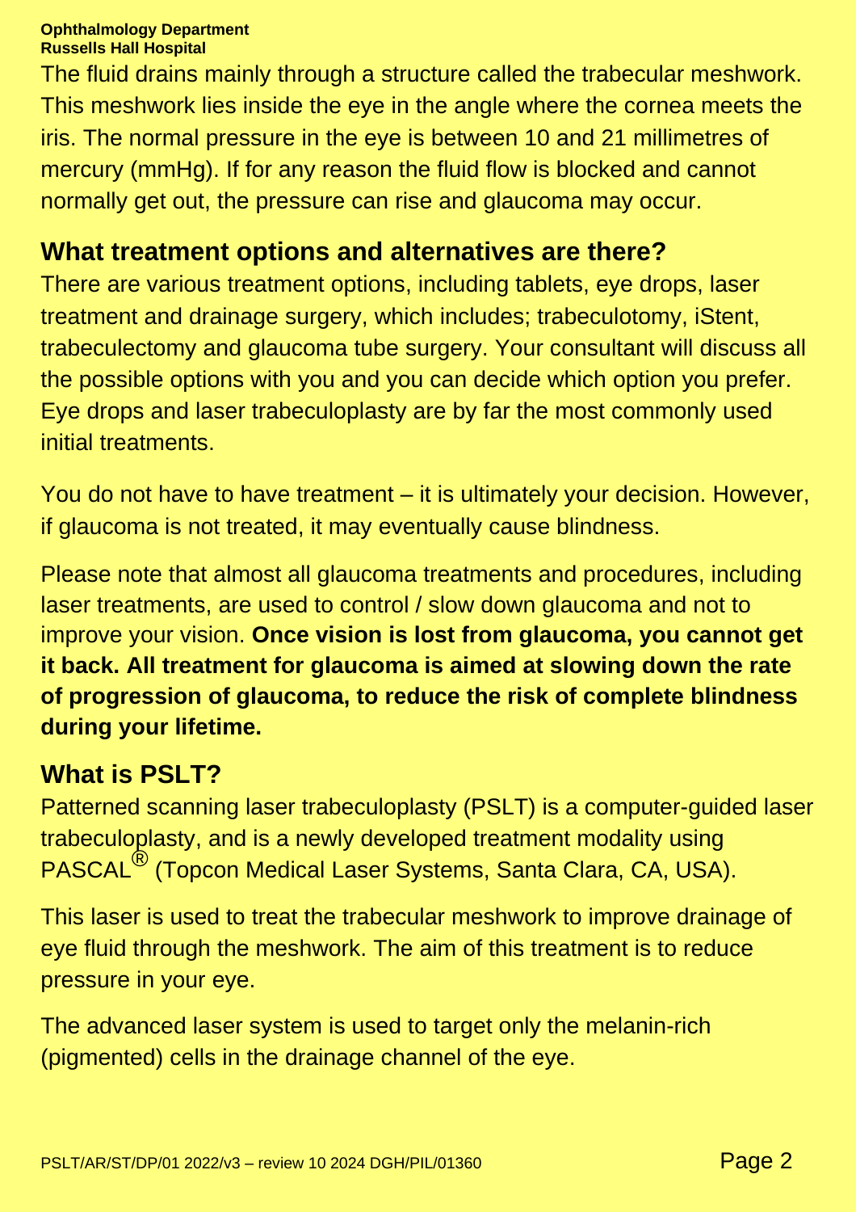The fluid drains mainly through a structure called the trabecular meshwork. This meshwork lies inside the eye in the angle where the cornea meets the iris. The normal pressure in the eye is between 10 and 21 millimetres of mercury (mmHg). If for any reason the fluid flow is blocked and cannot normally get out, the pressure can rise and glaucoma may occur.

## What treatment options and alternatives are there?

There are various treatment options, including tablets, eye drops, laser treatment and drainage surgery, which includes; trabeculotomy, iStent, trabeculectomy and glaucoma tube surgery. Your consultant will discuss all the possible options with you and you can decide which option you prefer. Eye drops and laser trabeculoplasty are by far the most commonly used initial treatments.

You do not have to have treatment – it is ultimately your decision. However, if glaucoma is not treated, it may eventually cause blindness.

Please note that almost all glaucoma treatments and procedures, including laser treatments, are used to control / slow down glaucoma and not to improve your vision. **Once vision is lost from glaucoma, you cannot get it back. All treatment for glaucoma is aimed at slowing down the rate of progression of glaucoma, to reduce the risk of complete blindness during your lifetime.**

## What is PSLT?

Patterned scanning laser trabeculoplasty (PSLT) is a computer-guided laser trabeculoplasty, and is a newly developed treatment modality using PASCAL® (Topcon Medical Laser Systems, Santa Clara, CA, USA).

This laser is used to treat the trabecular meshwork to improve drainage of eye fluid through the meshwork. The aim of this treatment is to reduce pressure in your eye.

The advanced laser system is used to target only the melanin-rich (pigmented) cells in the drainage channel of the eye.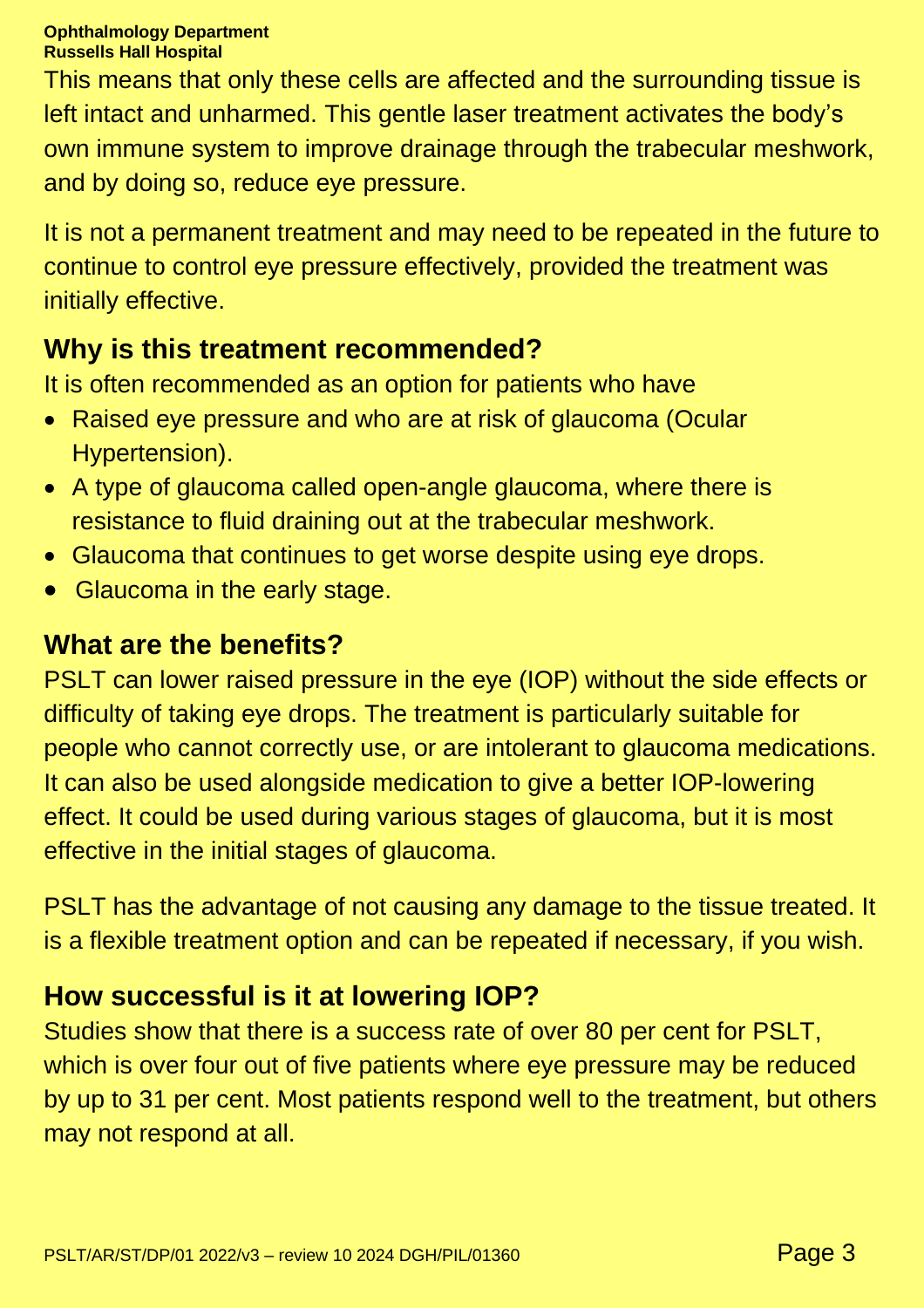This means that only these cells are affected and the surrounding tissue is left intact and unharmed. This gentle laser treatment activates the body's own immune system to improve drainage through the trabecular meshwork, and by doing so, reduce eye pressure.

It is not a permanent treatment and may need to be repeated in the future to continue to control eye pressure effectively, provided the treatment was initially effective.

## Why is this treatment recommended?

It is often recommended as an option for patients who have

- Raised eye pressure and who are at risk of glaucoma (Ocular Hypertension).
- A type of glaucoma called open-angle glaucoma, where there is resistance to fluid draining out at the trabecular meshwork.
- Glaucoma that continues to get worse despite using eye drops.
- Glaucoma in the early stage.

## What are the benefits?

PSLT can lower raised pressure in the eye (IOP) without the side effects or difficulty of taking eye drops. The treatment is particularly suitable for people who cannot correctly use, or are intolerant to glaucoma medications. It can also be used alongside medication to give a better IOP-lowering effect. It could be used during various stages of glaucoma, but it is most effective in the initial stages of glaucoma.

PSLT has the advantage of not causing any damage to the tissue treated. It is a flexible treatment option and can be repeated if necessary, if you wish.

## How successful is it at lowering IOP?

Studies show that there is a success rate of over 80 per cent for PSLT, which is over four out of five patients where eye pressure may be reduced by up to 31 per cent. Most patients respond well to the treatment, but others may not respond at all.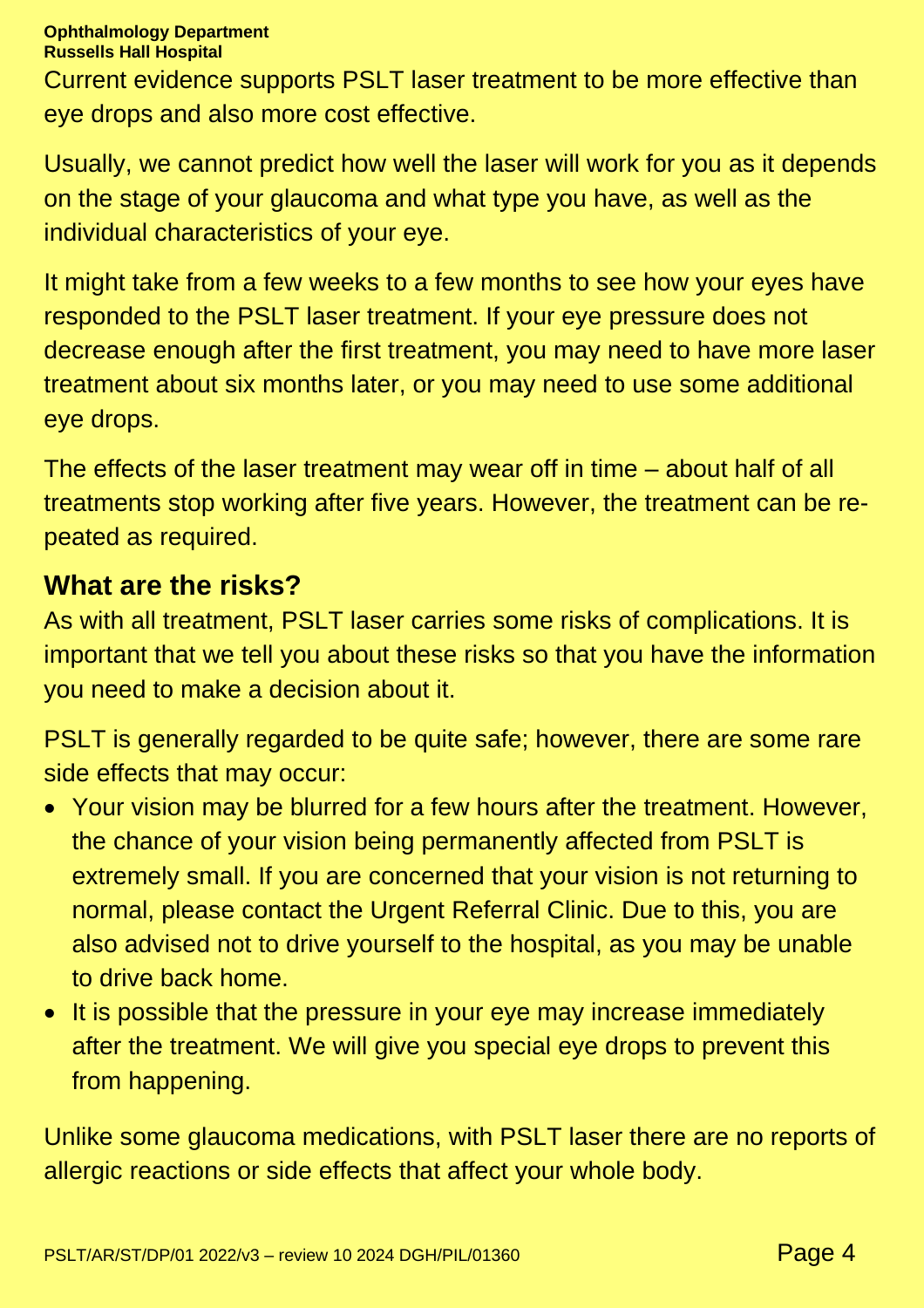Current evidence supports PSLT laser treatment to be more effective than eye drops and also more cost effective.

Usually, we cannot predict how well the laser will work for you as it depends on the stage of your glaucoma and what type you have, as well as the individual characteristics of your eye.

It might take from a few weeks to a few months to see how your eyes have responded to the PSLT laser treatment. If your eye pressure does not decrease enough after the first treatment, you may need to have more laser treatment about six months later, or you may need to use some additional eye drops.

The effects of the laser treatment may wear off in time – about half of all treatments stop working after five years. However, the treatment can be repeated as required.

## What are the risks?

As with all treatment, PSLT laser carries some risks of complications. It is important that we tell you about these risks so that you have the information you need to make a decision about it.

PSLT is generally regarded to be quite safe; however, there are some rare side effects that may occur:

- Your vision may be blurred for a few hours after the treatment. However, the chance of your vision being permanently affected from PSLT is extremely small. If you are concerned that your vision is not returning to normal, please contact the Urgent Referral Clinic. Due to this, you are also advised not to drive yourself to the hospital, as you may be unable to drive back home.
- It is possible that the pressure in your eye may increase immediately after the treatment. We will give you special eye drops to prevent this from happening.

Unlike some glaucoma medications, with PSLT laser there are no reports of allergic reactions or side effects that affect your whole body.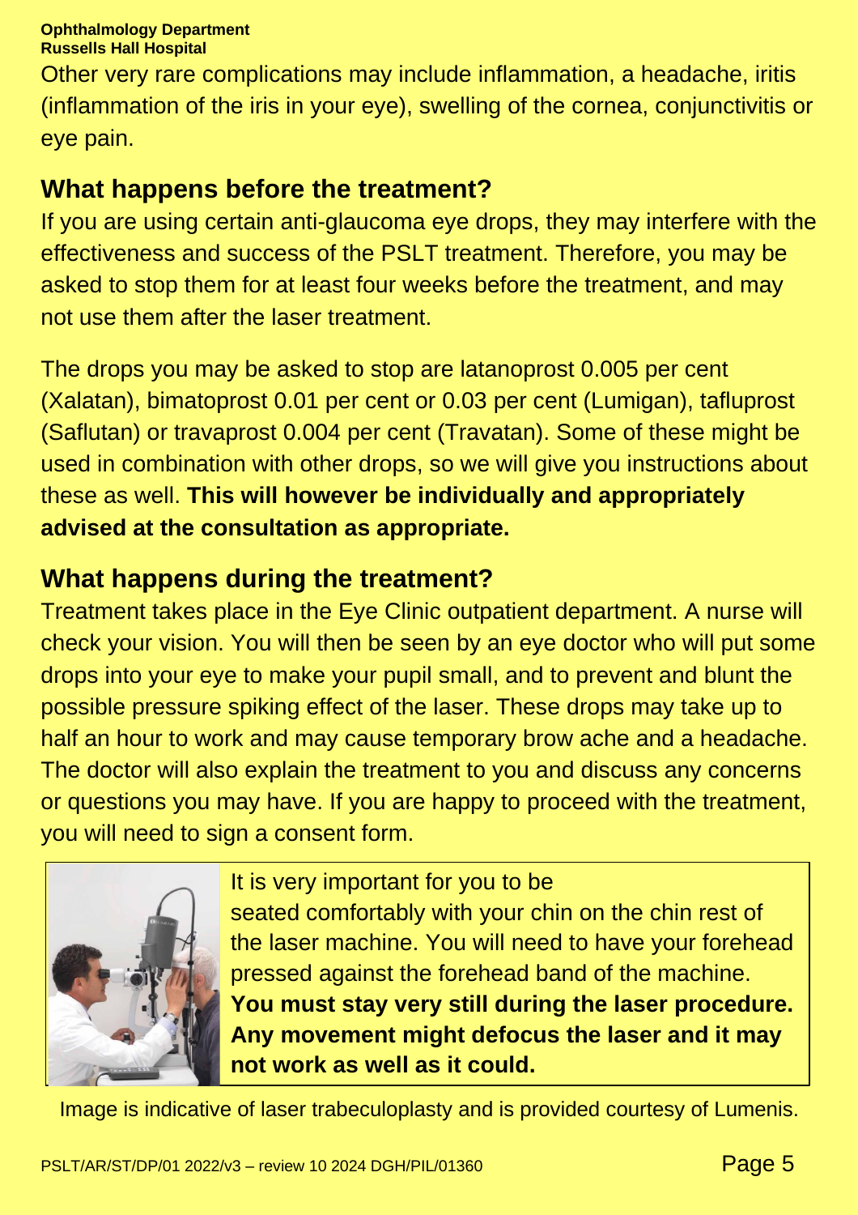Other very rare complications may include inflammation, a headache, iritis (inflammation of the iris in your eye), swelling of the cornea, conjunctivitis or eye pain.

## What happens before the treatment?

If you are using certain anti-glaucoma eye drops, they may interfere with the effectiveness and success of the PSLT treatment. Therefore, you may be asked to stop them for at least four weeks before the treatment, and may not use them after the laser treatment.

The drops you may be asked to stop are latanoprost 0.005 per cent (Xalatan), bimatoprost 0.01 per cent or 0.03 per cent (Lumigan), tafluprost (Saflutan) or travaprost 0.004 per cent (Travatan). Some of these might be used in combination with other drops, so we will give you instructions about these as well. **This will however be individually and appropriately advised at the consultation as appropriate.**

## What happens during the treatment?

Treatment takes place in the Eye Clinic outpatient department. A nurse will check your vision. You will then be seen by an eye doctor who will put some drops into your eye to make your pupil small, and to prevent and blunt the possible pressure spiking effect of the laser. These drops may take up to half an hour to work and may cause temporary brow ache and a headache. The doctor will also explain the treatment to you and discuss any concerns or questions you may have. If you are happy to proceed with the treatment, you will need to sign a consent form.

It is very important for you to be seated comfortably with your chin on the chin rest of the laser machine. You will need to have your forehead pressed against the forehead band of the machine. **You must stay very still during the laser procedure. Any movement might defocus the laser and it may not work as well as it could.**

Image is indicative of laser trabeculoplasty and is provided courtesy of Lumenis.

PSLT/AR/ST/DP/01 2022/v3 – review 10 2024 DGH/PIL/01360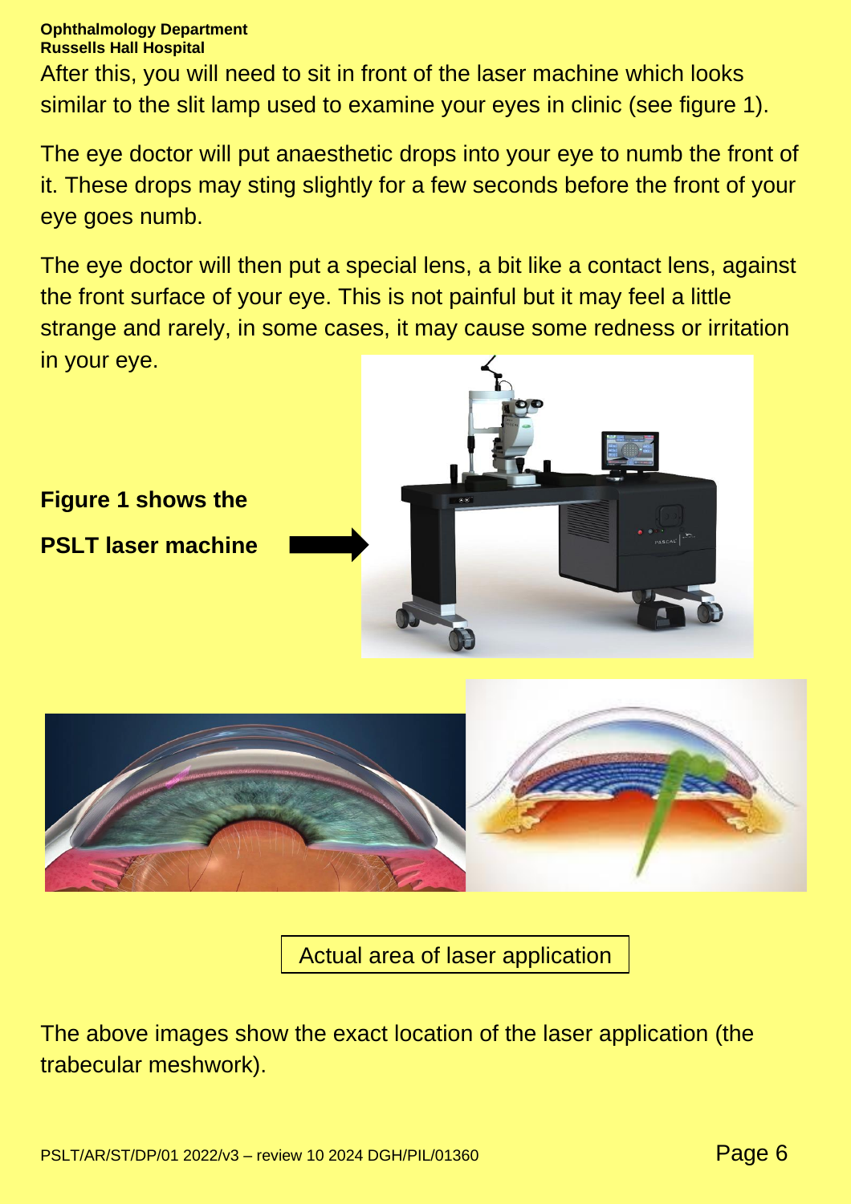After this, you will need to sit in front of the laser machine which looks similar to the slit lamp used to examine your eyes in clinic (see figure 1).

The eye doctor will put anaesthetic drops into your eye to numb the front of it. These drops may sting slightly for a few seconds before the front of your eye goes numb.

The eye doctor will then put a special lens, a bit like a contact lens, against the front surface of your eye. This is not painful but it may feel a little strange and rarely, in some cases, it may cause some redness or irritation in your eye.

**Figure 1 shows the PSLT laser machine**

Actual area of laser application

The above images show the exact location of the laser application (the trabecular meshwork).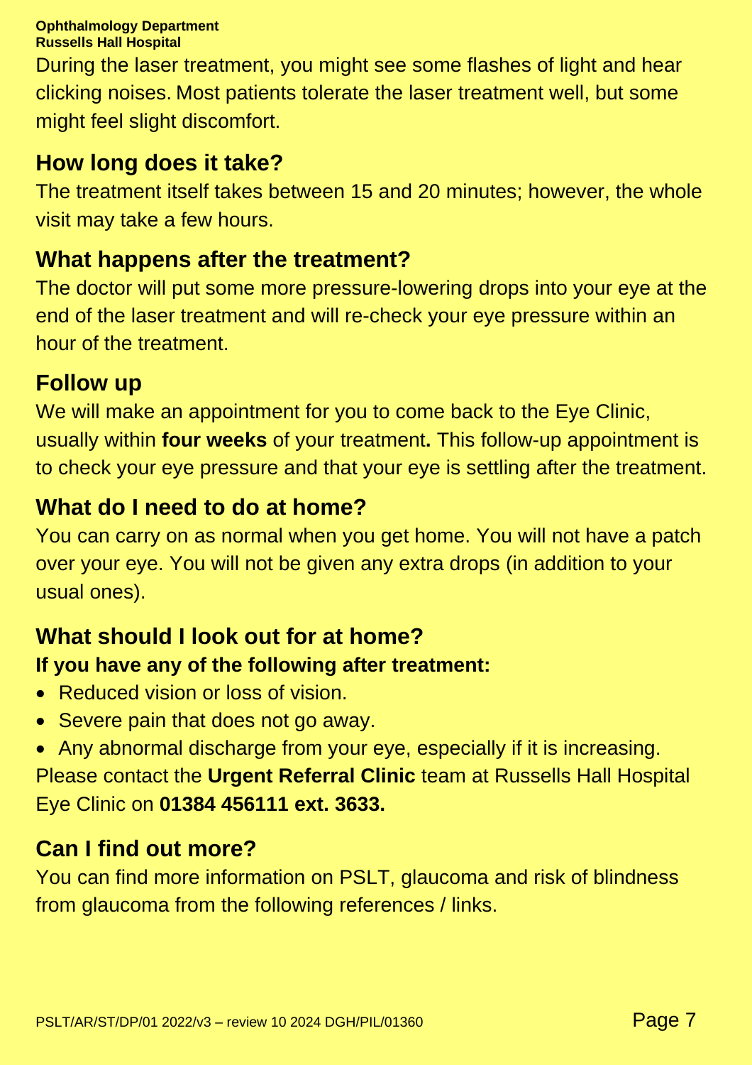During the laser treatment, you might see some flashes of light and hear clicking noises. Most patients tolerate the laser treatment well, but some might feel slight discomfort.

## How long does it take?

The treatment itself takes between 15 and 20 minutes; however, the whole visit may take a few hours.

## What happens after the treatment?

The doctor will put some more pressure-lowering drops into your eye at the end of the laser treatment and will re-check your eye pressure within an hour of the treatment.

## Follow up

We will make an appointment for you to come back to the Eye Clinic, usually within **four weeks** of your treatment**.** This follow-up appointment is to check your eye pressure and that your eye is settling after the treatment.

## What do I need to do at home?

You can carry on as normal when you get home. You will not have a patch over your eye. You will not be given any extra drops (in addition to your usual ones).

## What should I look out for at home?

**If you have any of the following after treatment:**

- Reduced vision or loss of vision.
- Severe pain that does not go away.
- Any abnormal discharge from your eye, especially if it is increasing.

Please contact the **Urgent Referral Clinic** team at Russells Hall Hospital Eye Clinic on **01384 456111 ext. 3633.**

## Can I find out more?

You can find more information on PSLT, glaucoma and risk of blindness from glaucoma from the following references / links.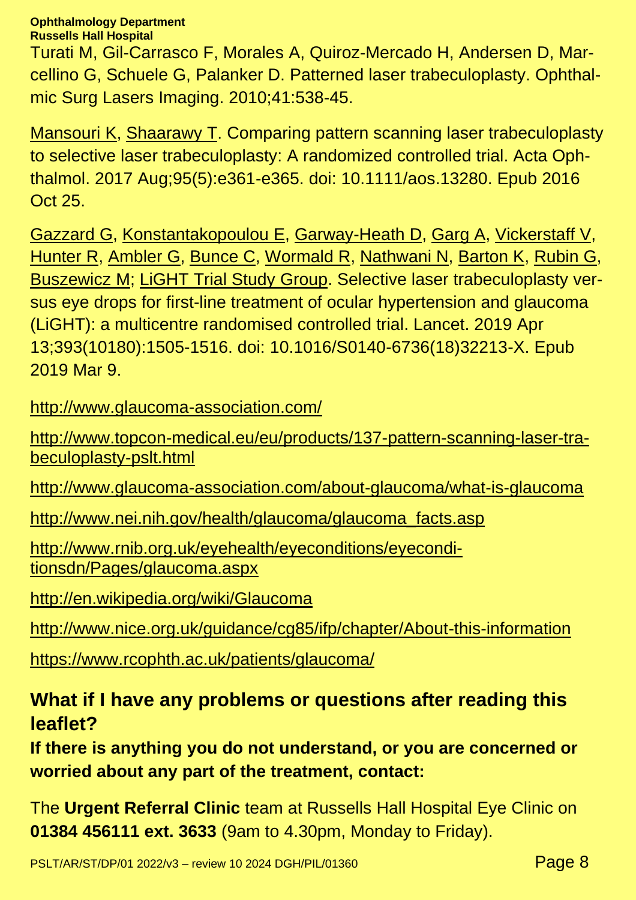Turati M, Gil-Carrasco F, Morales A, Quiroz-Mercado H, Andersen D, Marcellino G, Schuele G, Palanker D. Patterned laser trabeculoplasty. Ophthalmic Surg Lasers Imaging. 2010;41:538-45.

Mansouri K, Shaarawy T. Comparing pattern scanning laser trabeculoplasty to selective laser trabeculoplasty: A randomized controlled trial. Acta Ophthalmol. 2017 Aug;95(5):e361-e365. doi: 10.1111/aos.13280. Epub 2016 Oct 25.

Gazzard G, Konstantakopoulou E, Garway-Heath D, Garg A, Vickerstaff V, Hunter R, Ambler G, Bunce C, Wormald R, Nathwani N, Barton K, Rubin G, Buszewicz M; LiGHT Trial Study Group. Selective laser trabeculoplasty versus eye drops for first-line treatment of ocular hypertension and glaucoma (LiGHT): a multicentre randomised controlled trial. Lancet. 2019 Apr 13;393(10180):1505-1516. doi: 10.1016/S0140-6736(18)32213-X. Epub 2019 Mar 9.

http://www.glaucoma-association.com/

http://www.topcon-medical.eu/eu/products/137-pattern-scanning-laser-trabeculoplasty-pslt.html

http://www.glaucoma-association.com/about-glaucoma/what-is-glaucoma

http://www.nei.nih.gov/health/glaucoma/glaucoma_facts.asp

http://www.rnib.org.uk/eyehealth/eyeconditions/eyeconditionsdn/Pages/glaucoma.aspx

http://en.wikipedia.org/wiki/Glaucoma

http://www.nice.org.uk/guidance/cg85/ifp/chapter/About-this-information

https://www.rcophth.ac.uk/patients/glaucoma/

## What if I have any problems or questions after reading this leaflet?

**If there is anything you do not understand, or you are concerned or worried about any part of the treatment, contact:**

The **Urgent Referral Clinic** team at Russells Hall Hospital Eye Clinic on **01384 456111 ext. 3633** (9am to 4.30pm, Monday to Friday).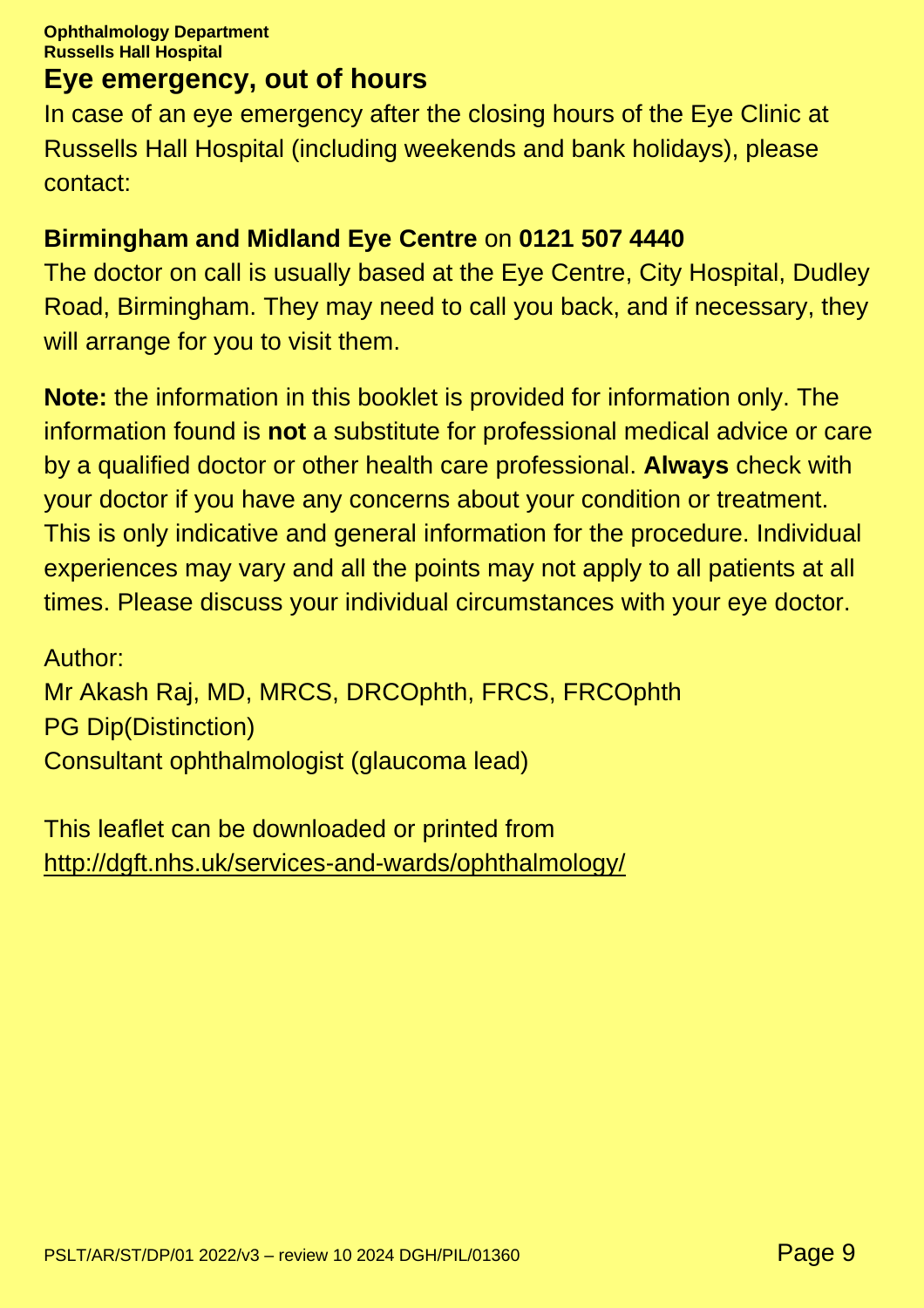## Eye emergency, out of hours

In case of an eye emergency after the closing hours of the Eye Clinic at Russells Hall Hospital (including weekends and bank holidays), please contact:

**Birmingham and Midland Eye Centre** on **0121 507 4440**
The doctor on call is usually based at the Eye Centre, City Hospital, Dudley Road, Birmingham. They may need to call you back, and if necessary, they will arrange for you to visit them.

**Note:** the information in this booklet is provided for information only. The information found is **not** a substitute for professional medical advice or care by a qualified doctor or other health care professional. **Always** check with your doctor if you have any concerns about your condition or treatment. This is only indicative and general information for the procedure. Individual experiences may vary and all the points may not apply to all patients at all times. Please discuss your individual circumstances with your eye doctor.

Author:
Mr Akash Raj, MD, MRCS, DRCOphth, FRCS, FRCOphth
PG Dip(Distinction)
Consultant ophthalmologist (glaucoma lead)

This leaflet can be downloaded or printed from
http://dgft.nhs.uk/services-and-wards/ophthalmology/

PSLT/AR/ST/DP/01 2022/v3 – review 10 2024 DGH/PIL/01360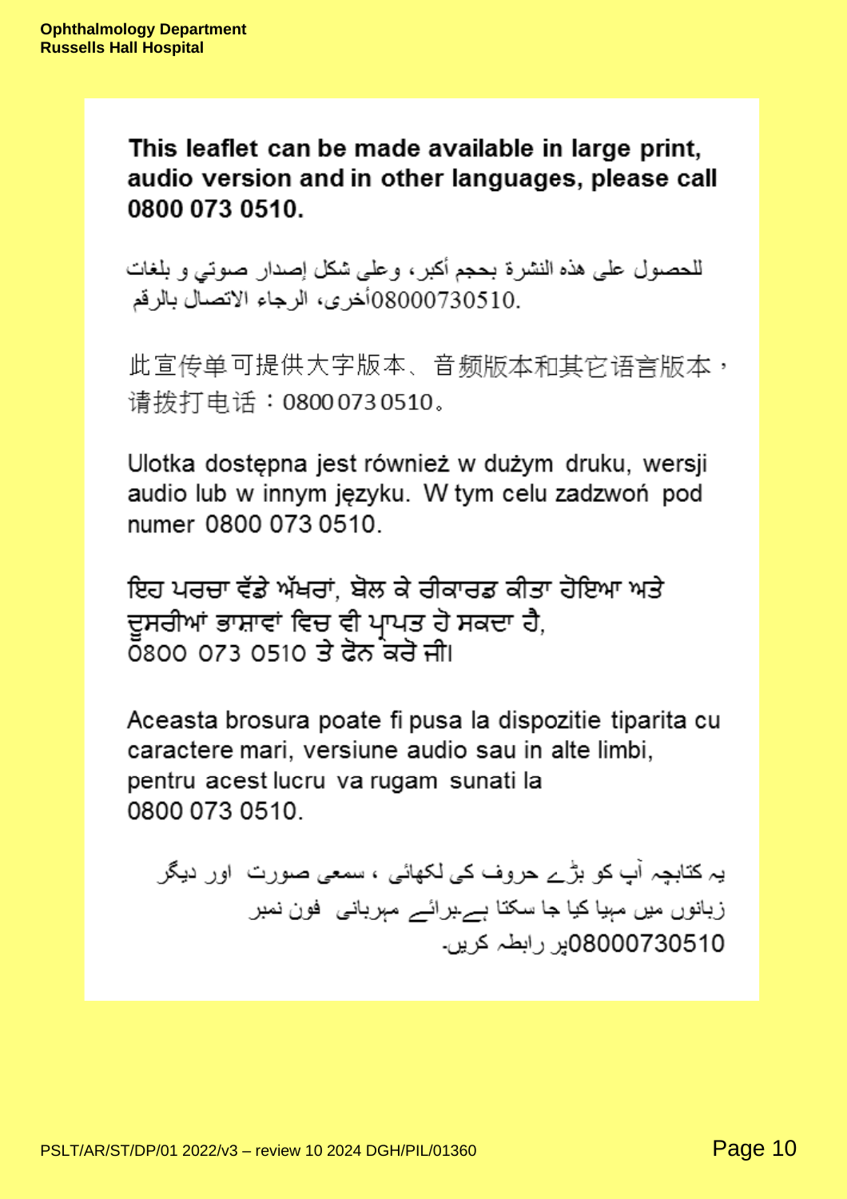**Ophthalmology Department**
**Russells Hall Hospital**

**This leaflet can be made available in large print, audio version and in other languages, please call 0800 073 0510.**

للحصول على هذه النشرة بحجم أكبر، وعلى شكل إصدار صوتي و بلغات أخرى، الرجاء الاتصال بالرقم 08000730510.

此宣传单可提供大字版本、音频版本和其它语言版本，请拨打电话：0800 073 0510。

Ulotka dostępna jest również w dużym druku, wersji audio lub w innym języku. W tym celu zadzwoń pod numer 0800 073 0510.

ਇਹ ਪਰਚਾ ਵੱਡੇ ਅੱਖਰਾਂ, ਬੋਲ ਕੇ ਰੀਕਾਰਡ ਕੀਤਾ ਹੋਇਆ ਅਤੇ ਦੂਸਰੀਆਂ ਭਾਸ਼ਾਵਾਂ ਵਿਚ ਵੀ ਪ੍ਰਾਪਤ ਹੋ ਸਕਦਾ ਹੈ, 0800 073 0510 ਤੇ ਫੋਨ ਕਰੋ ਜੀ।

Aceasta brosura poate fi pusa la dispozitie tiparita cu caractere mari, versiune audio sau in alte limbi, pentru acest lucru va rugam sunati la 0800 073 0510.

یہ کتابچہ آپ کو بڑے حروف کی لکھائی ، سمعی صورت اور دیگر زبانوں میں مہیا کیا جا سکتا ہے۔برائے مہربانی فون نمبر 08000730510پر رابطہ کریں۔

PSLT/AR/ST/DP/01 2022/v3 – review 10 2024 DGH/PIL/01360